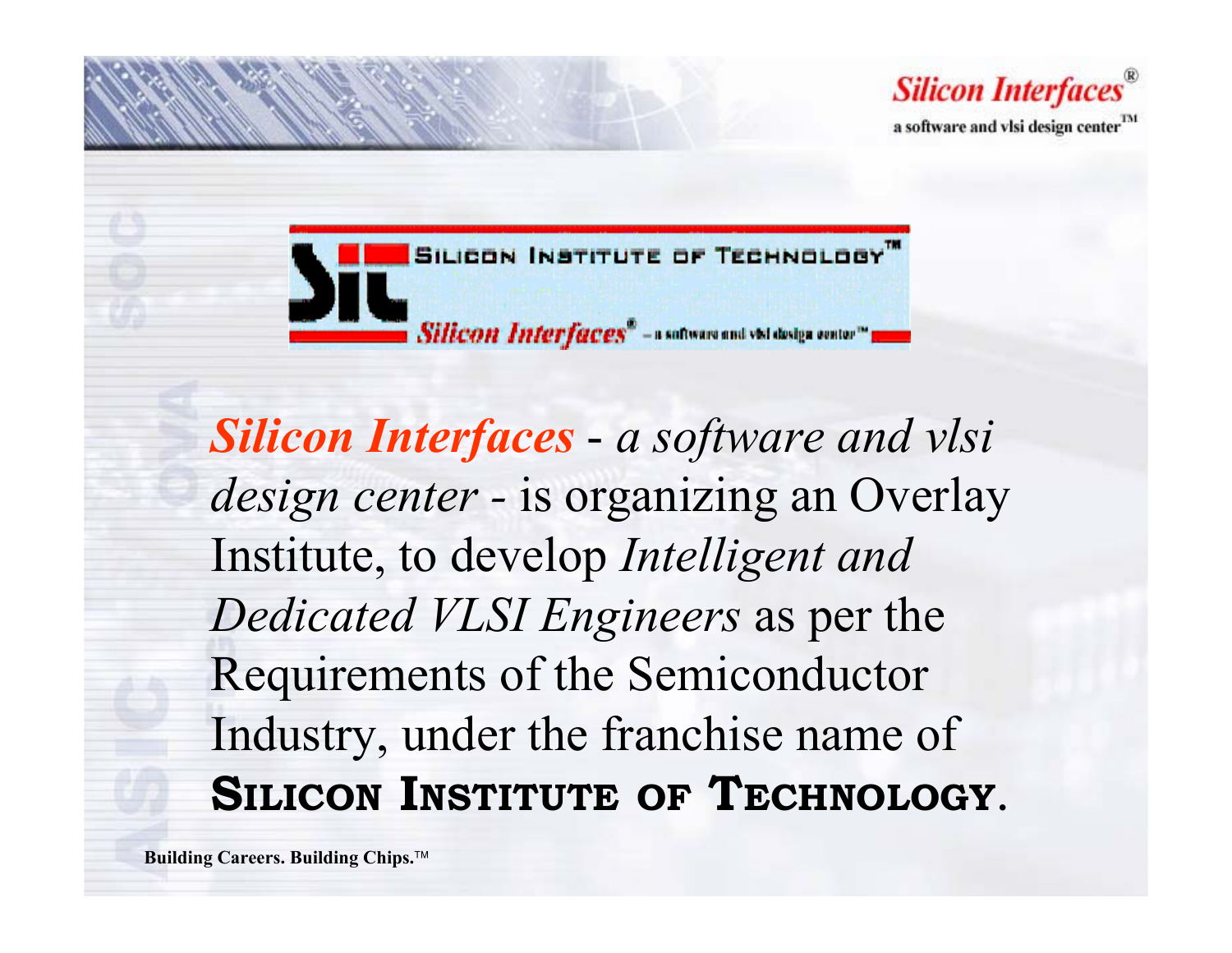**Silicon Interfaces**®

a software and vlsi design center™

SILICON INSTITUTE OF TECHNOLOGY™

*Silicon Interfaces*® – a software and vlsi design center™

*Silicon Interfaces - a software and vlsi design center -* is organizing an Overlay Institute, to develop *Intelligent and Dedicated VLSI Engineers* as per the Requirements of the Semiconductor Industry, under the franchise name of **SILICON INSTITUTE OF TECHNOLOGY**.

**Building Careers. Building Chips.**™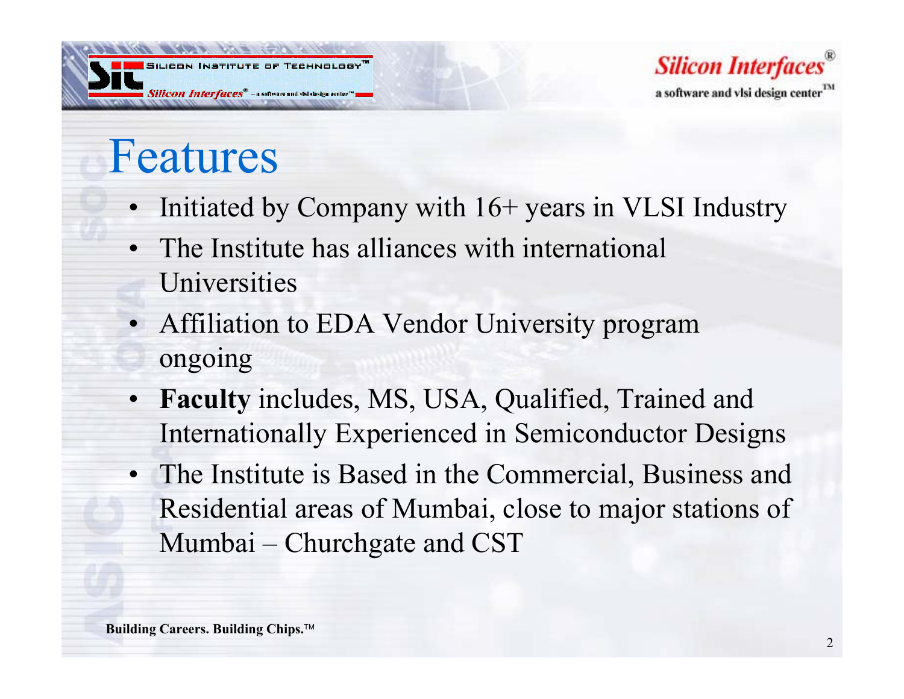# Features

- Initiated by Company with 16+ years in VLSI Industry
- The Institute has alliances with international Universities
- Affiliation to EDA Vendor University program ongoing
- **Faculty** includes, MS, USA, Qualified, Trained and Internationally Experienced in Semiconductor Designs
- The Institute is Based in the Commercial, Business and Residential areas of Mumbai, close to major stations of Mumbai – Churchgate and CST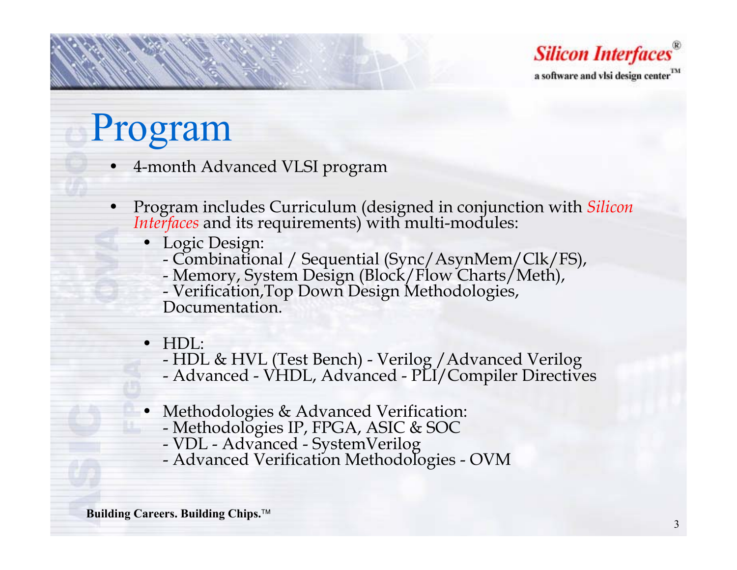# Program

- 4-month Advanced VLSI program
- Program includes Curriculum (designed in conjunction with *Silicon Interfaces* and its requirements) with multi-modules:
  - Logic Design:
    - Combinational / Sequential (Sync/AsynMem/Clk/FS),
    - Memory, System Design (Block/Flow Charts/Meth),
    - Verification,Top Down Design Methodologies, Documentation.
  - HDL:
    - HDL & HVL (Test Bench) - Verilog /Advanced Verilog
    - Advanced - VHDL, Advanced - PLI/Compiler Directives
  - Methodologies & Advanced Verification:
    - Methodologies IP, FPGA, ASIC & SOC
    - VDL - Advanced - SystemVerilog
    - Advanced Verification Methodologies - OVM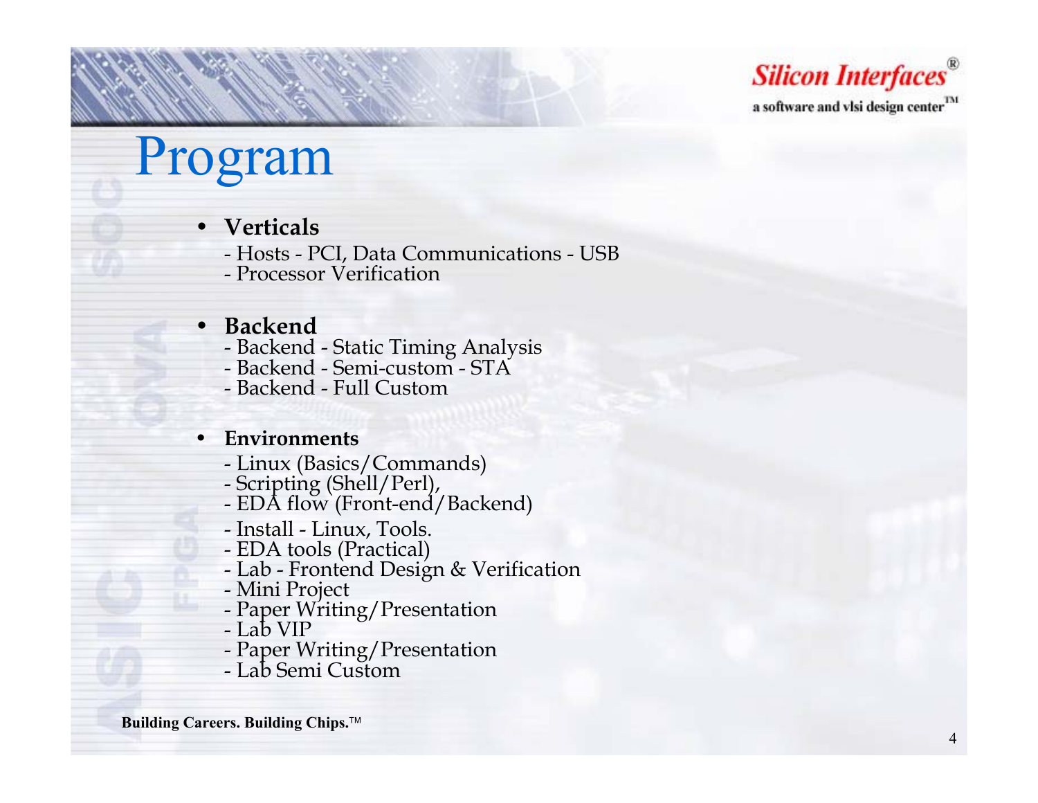# Program

- **Verticals**
  - Hosts - PCI, Data Communications - USB
  - Processor Verification

- **Backend**
  - Backend - Static Timing Analysis
  - Backend - Semi-custom - STA
  - Backend - Full Custom

- **Environments**
  - Linux (Basics/Commands)
  - Scripting (Shell/Perl),
  - EDA flow (Front-end/Backend)
  - Install - Linux, Tools.
  - EDA tools (Practical)
  - Lab - Frontend Design & Verification
  - Mini Project
  - Paper Writing/Presentation
  - Lab VIP
  - Paper Writing/Presentation
  - Lab Semi Custom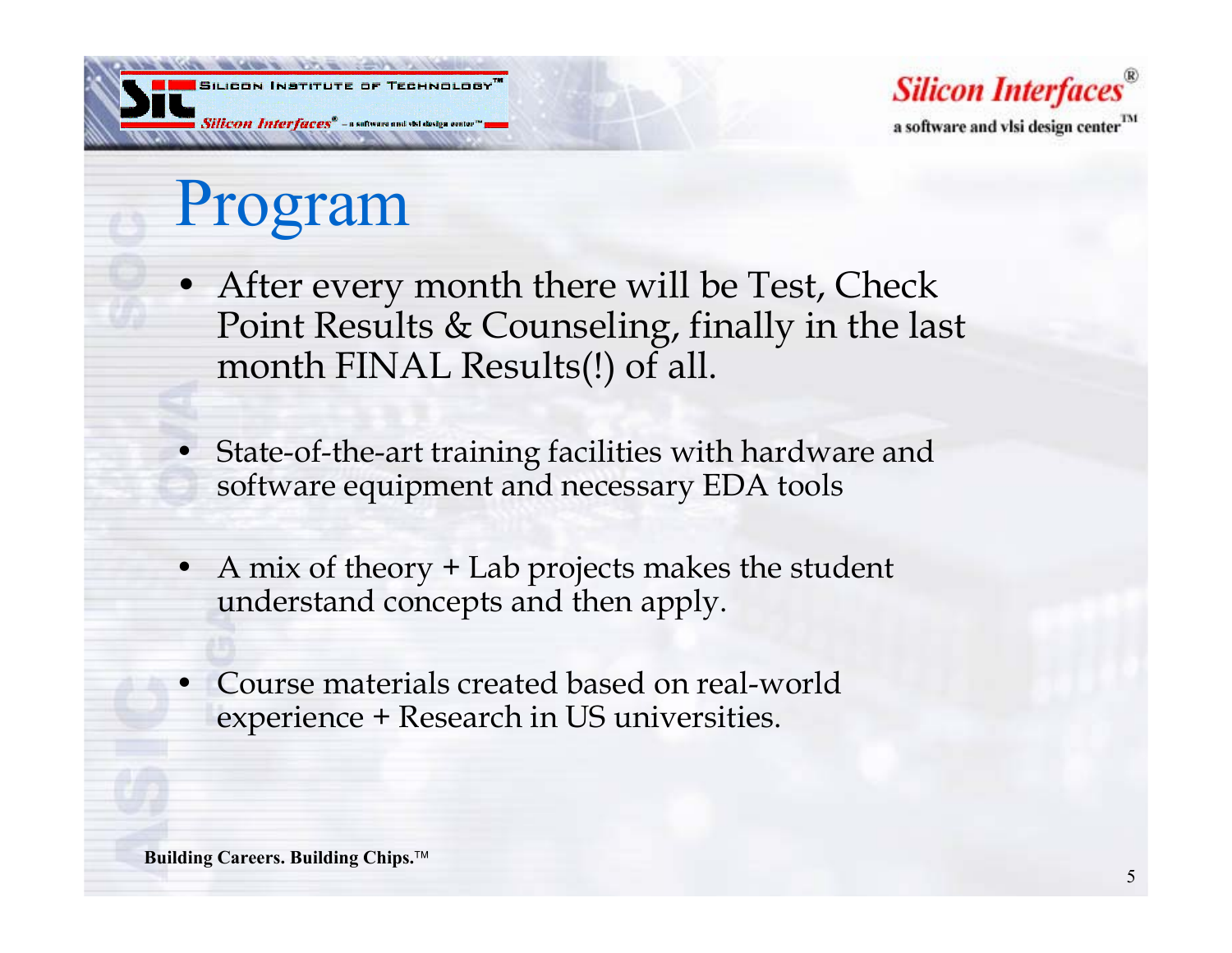# Program

- After every month there will be Test, Check Point Results & Counseling, finally in the last month FINAL Results(!) of all.

- State-of-the-art training facilities with hardware and software equipment and necessary EDA tools

- A mix of theory + Lab projects makes the student understand concepts and then apply.

- Course materials created based on real-world experience + Research in US universities.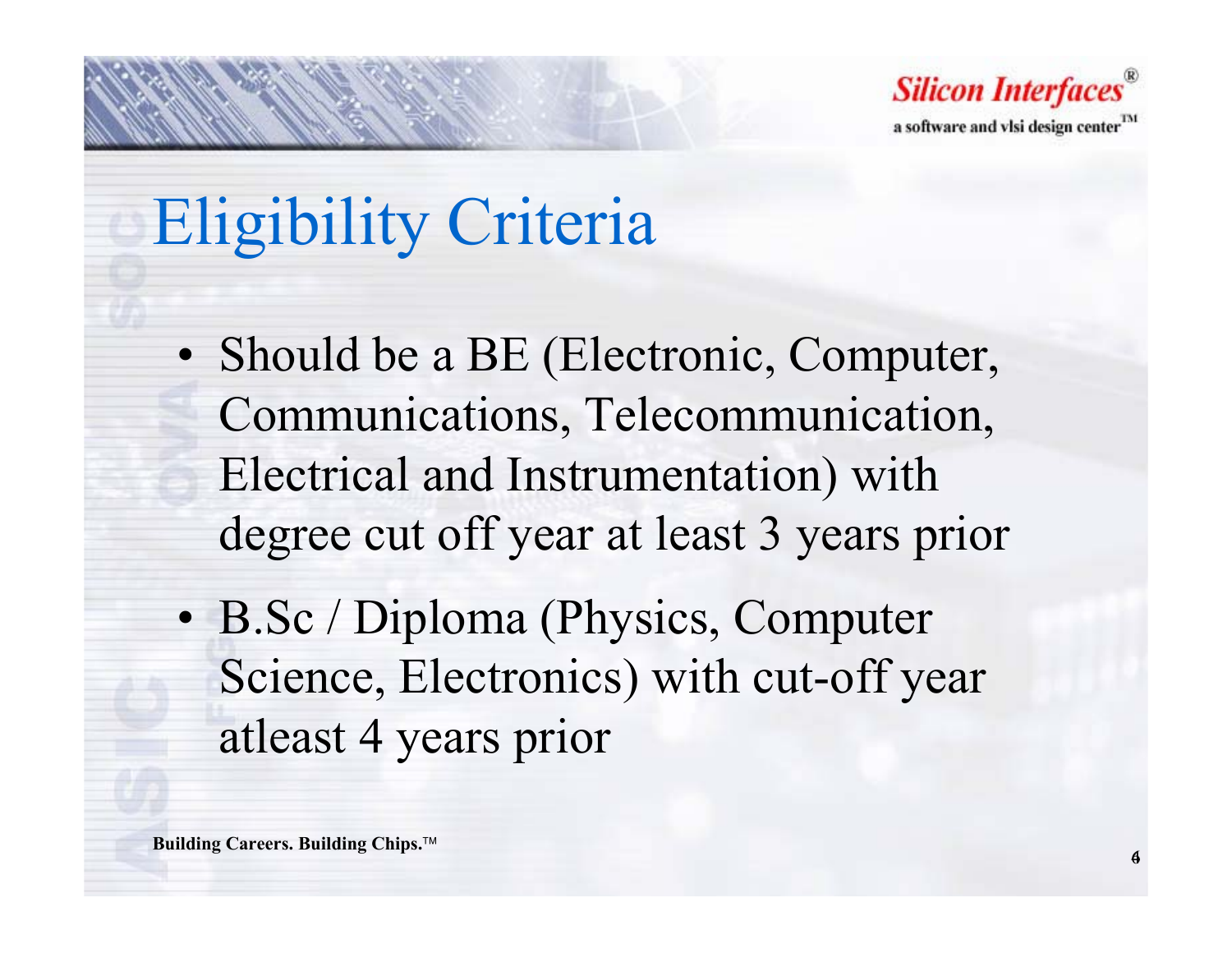# Eligibility Criteria

- Should be a BE (Electronic, Computer, Communications, Telecommunication, Electrical and Instrumentation) with degree cut off year at least 3 years prior
- B.Sc / Diploma (Physics, Computer Science, Electronics) with cut-off year atleast 4 years prior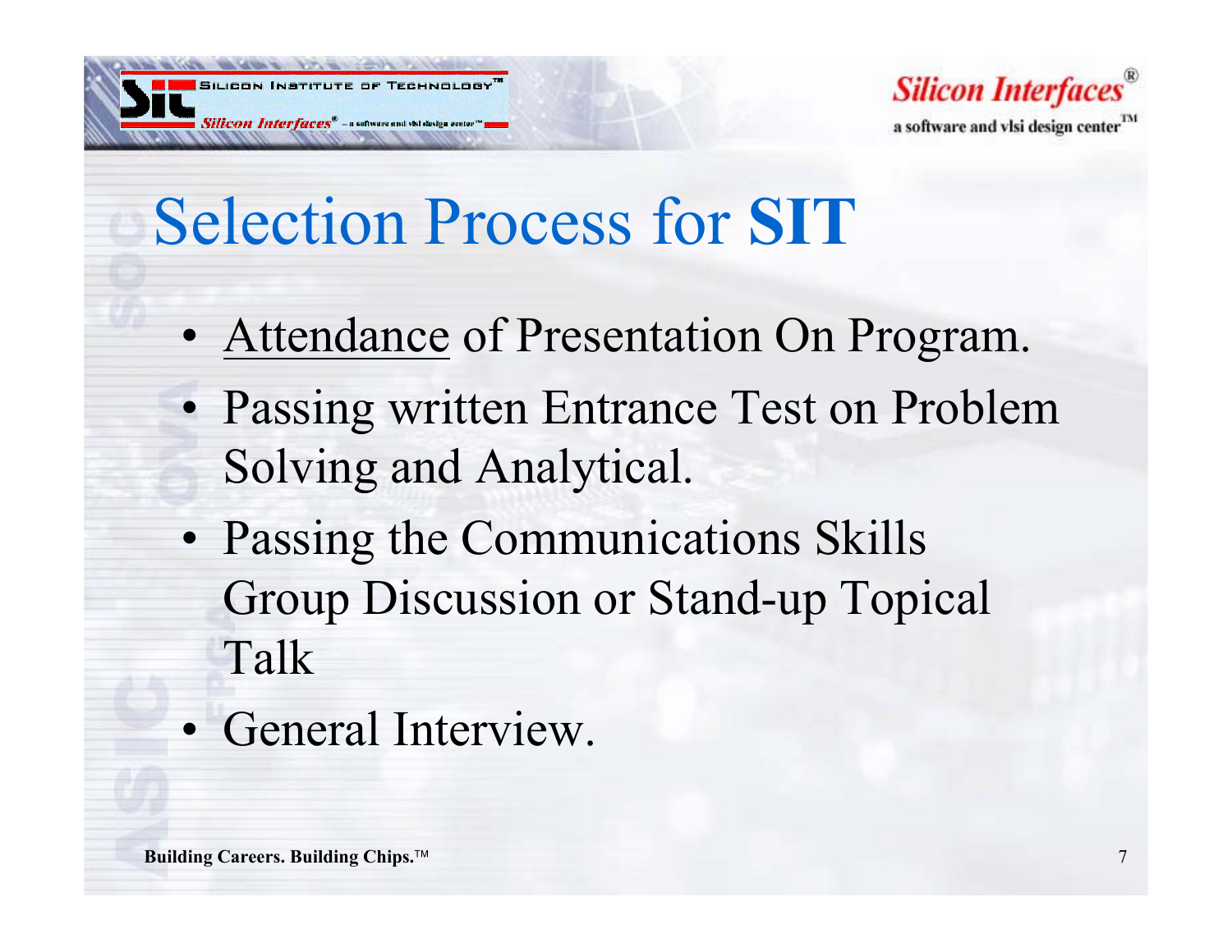# Selection Process for **SIT**

- <u>Attendance</u> of Presentation On Program.
- Passing written Entrance Test on Problem Solving and Analytical.
- Passing the Communications Skills Group Discussion or Stand-up Topical Talk
- General Interview.